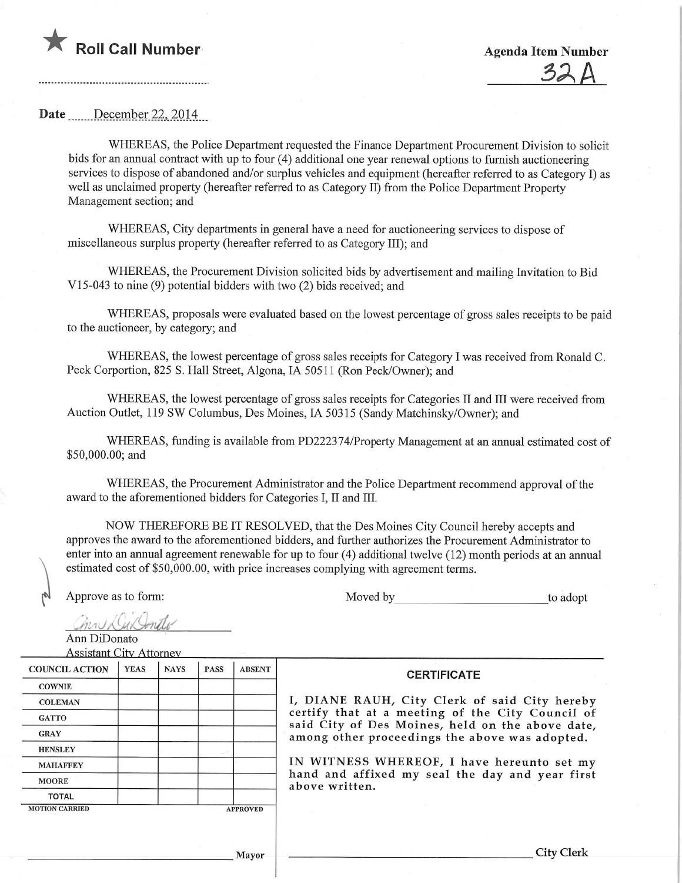★ **Roll Call Number**

**Agenda Item Number**

32A

**Date** December 22, 2014

WHEREAS, the Police Department requested the Finance Department Procurement Division to solicit bids for an annual contract with up to four (4) additional one year renewal options to furnish auctioneering services to dispose of abandoned and/or surplus vehicles and equipment (hereafter referred to as Category I) as well as unclaimed property (hereafter referred to as Category II) from the Police Department Property Management section; and

WHEREAS, City departments in general have a need for auctioneering services to dispose of miscellaneous surplus property (hereafter referred to as Category III); and

WHEREAS, the Procurement Division solicited bids by advertisement and mailing Invitation to Bid V15-043 to nine (9) potential bidders with two (2) bids received; and

WHEREAS, proposals were evaluated based on the lowest percentage of gross sales receipts to be paid to the auctioneer, by category; and

WHEREAS, the lowest percentage of gross sales receipts for Category I was received from Ronald C. Peck Corportion, 825 S. Hall Street, Algona, IA 50511 (Ron Peck/Owner); and

WHEREAS, the lowest percentage of gross sales receipts for Categories II and III were received from Auction Outlet, 119 SW Columbus, Des Moines, IA 50315 (Sandy Matchinsky/Owner); and

WHEREAS, funding is available from PD222374/Property Management at an annual estimated cost of $50,000.00; and

WHEREAS, the Procurement Administrator and the Police Department recommend approval of the award to the aforementioned bidders for Categories I, II and III.

NOW THEREFORE BE IT RESOLVED, that the Des Moines City Council hereby accepts and approves the award to the aforementioned bidders, and further authorizes the Procurement Administrator to enter into an annual agreement renewable for up to four (4) additional twelve (12) month periods at an annual estimated cost of $50,000.00, with price increases complying with agreement terms.

Approve as to form:

Ann DiDonato
Assistant City Attorney

Moved by ________________________ to adopt

| COUNCIL ACTION | YEAS | NAYS | PASS | ABSENT |
|---|---|---|---|---|
| COWNIE | | | | |
| COLEMAN | | | | |
| GATTO | | | | |
| GRAY | | | | |
| HENSLEY | | | | |
| MAHAFFEY | | | | |
| MOORE | | | | |
| TOTAL | | | | |

MOTION CARRIED APPROVED

________________________ Mayor

**CERTIFICATE**

I, DIANE RAUH, City Clerk of said City hereby certify that at a meeting of the City Council of said City of Des Moines, held on the above date, among other proceedings the above was adopted.

IN WITNESS WHEREOF, I have hereunto set my hand and affixed my seal the day and year first above written.

________________________ City Clerk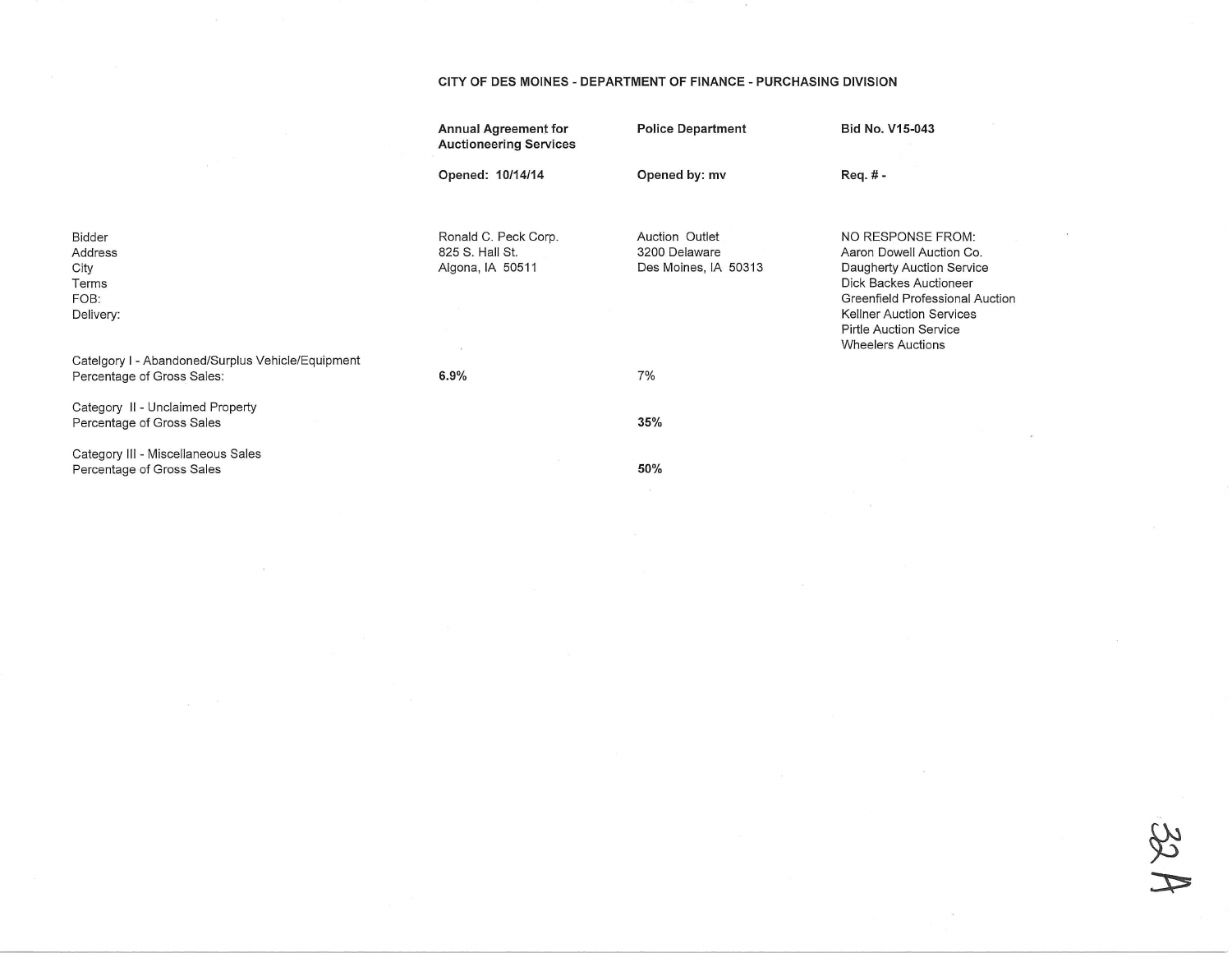**CITY OF DES MOINES - DEPARTMENT OF FINANCE - PURCHASING DIVISION**

| | | | |
|---|---|---|---|
| | **Annual Agreement for Auctioneering Services** | **Police Department** | **Bid No. V15-043** |
| | **Opened: 10/14/14** | **Opened by: mv** | **Req. # -** |
| Bidder<br>Address<br>City<br>Terms<br>FOB:<br>Delivery: | Ronald C. Peck Corp.<br>825 S. Hall St.<br>Algona, IA 50511 | Auction Outlet<br>3200 Delaware<br>Des Moines, IA 50313 | NO RESPONSE FROM:<br>Aaron Dowell Auction Co.<br>Daugherty Auction Service<br>Dick Backes Auctioneer<br>Greenfield Professional Auction<br>Kellner Auction Services<br>Pirtle Auction Service<br>Wheelers Auctions |
| Catelgory I - Abandoned/Surplus Vehicle/Equipment<br>Percentage of Gross Sales: | **6.9%** | 7% | |
| Category II - Unclaimed Property<br>Percentage of Gross Sales | | **35%** | |
| Category III - Miscellaneous Sales<br>Percentage of Gross Sales | | **50%** | |

32A